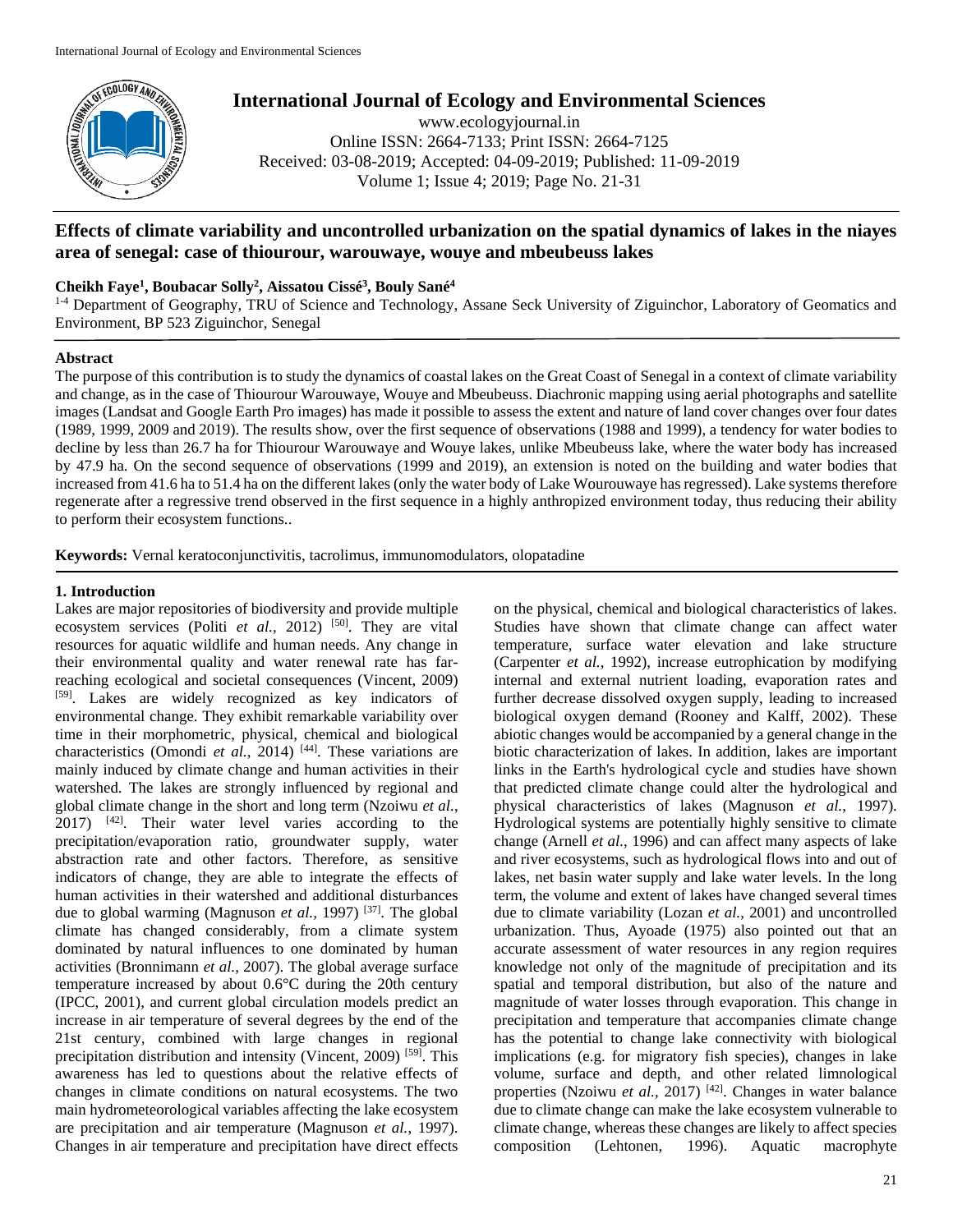# International Journal of Ecology and Environmental Sciences

www.ecologyjournal.in
Online ISSN: 2664-7133; Print ISSN: 2664-7125
Received: 03-08-2019; Accepted: 04-09-2019; Published: 11-09-2019

## Effects of climate variability and uncontrolled urbanization on the spatial dynamics of lakes in the niayes area of senegal: case of thiourour, warouwaye, wouye and mbeubeuss lakes

**Cheikh Faye[1], Boubacar Solly[2], Aissatou Cissé[3], Bouly Sané[4]**

[1-4] Department of Geography, TRU of Science and Technology, Assane Seck University of Ziguinchor, Laboratory of Geomatics and Environment, BP 523 Ziguinchor, Senegal

### Abstract

The purpose of this contribution is to study the dynamics of coastal lakes on the Great Coast of Senegal in a context of climate variability and change, as in the case of Thiourour Warouwaye, Wouye and Mbeubeuss. Diachronic mapping using aerial photographs and satellite images (Landsat and Google Earth Pro images) has made it possible to assess the extent and nature of land cover changes over four dates (1989, 1999, 2009 and 2019). The results show, over the first sequence of observations (1988 and 1999), a tendency for water bodies to decline by less than 26.7 ha for Thiourour Warouwaye and Wouye lakes, unlike Mbeubeuss lake, where the water body has increased by 47.9 ha. On the second sequence of observations (1999 and 2019), an extension is noted on the building and water bodies that increased from 41.6 ha to 51.4 ha on the different lakes (only the water body of Lake Wourouwaye has regressed). Lake systems therefore regenerate after a regressive trend observed in the first sequence in a highly anthropized environment today, thus reducing their ability to perform their ecosystem functions..

**Keywords:** Vernal keratoconjunctivitis, tacrolimus, immunomodulators, olopatadine

## 1. Introduction

Lakes are major repositories of biodiversity and provide multiple ecosystem services (Politi *et al.*, 2012) [50]. They are vital resources for aquatic wildlife and human needs. Any change in their environmental quality and water renewal rate has far-reaching ecological and societal consequences (Vincent, 2009) [59]. Lakes are widely recognized as key indicators of environmental change. They exhibit remarkable variability over time in their morphometric, physical, chemical and biological characteristics (Omondi *et al.*, 2014) [44]. These variations are mainly induced by climate change and human activities in their watershed. The lakes are strongly influenced by regional and global climate change in the short and long term (Nzoiwu *et al.*, 2017) [42]. Their water level varies according to the precipitation/evaporation ratio, groundwater supply, water abstraction rate and other factors. Therefore, as sensitive indicators of change, they are able to integrate the effects of human activities in their watershed and additional disturbances due to global warming (Magnuson *et al.*, 1997) [37]. The global climate has changed considerably, from a climate system dominated by natural influences to one dominated by human activities (Bronnimann *et al.*, 2007). The global average surface temperature increased by about 0.6°C during the 20th century (IPCC, 2001), and current global circulation models predict an increase in air temperature of several degrees by the end of the 21st century, combined with large changes in regional precipitation distribution and intensity (Vincent, 2009) [59]. This awareness has led to questions about the relative effects of changes in climate conditions on natural ecosystems. The two main hydrometeorological variables affecting the lake ecosystem are precipitation and air temperature (Magnuson *et al.*, 1997). Changes in air temperature and precipitation have direct effects on the physical, chemical and biological characteristics of lakes. Studies have shown that climate change can affect water temperature, surface water elevation and lake structure (Carpenter *et al.*, 1992), increase eutrophication by modifying internal and external nutrient loading, evaporation rates and further decrease dissolved oxygen supply, leading to increased biological oxygen demand (Rooney and Kalff, 2002). These abiotic changes would be accompanied by a general change in the biotic characterization of lakes. In addition, lakes are important links in the Earth's hydrological cycle and studies have shown that predicted climate change could alter the hydrological and physical characteristics of lakes (Magnuson *et al.*, 1997). Hydrological systems are potentially highly sensitive to climate change (Arnell *et al.*, 1996) and can affect many aspects of lake and river ecosystems, such as hydrological flows into and out of lakes, net basin water supply and lake water levels. In the long term, the volume and extent of lakes have changed several times due to climate variability (Lozan *et al.*, 2001) and uncontrolled urbanization. Thus, Ayoade (1975) also pointed out that an accurate assessment of water resources in any region requires knowledge not only of the magnitude of precipitation and its spatial and temporal distribution, but also of the nature and magnitude of water losses through evaporation. This change in precipitation and temperature that accompanies climate change has the potential to change lake connectivity with biological implications (e.g. for migratory fish species), changes in lake volume, surface and depth, and other related limnological properties (Nzoiwu *et al.*, 2017) [42]. Changes in water balance due to climate change can make the lake ecosystem vulnerable to climate change, whereas these changes are likely to affect species composition (Lehtonen, 1996). Aquatic macrophyte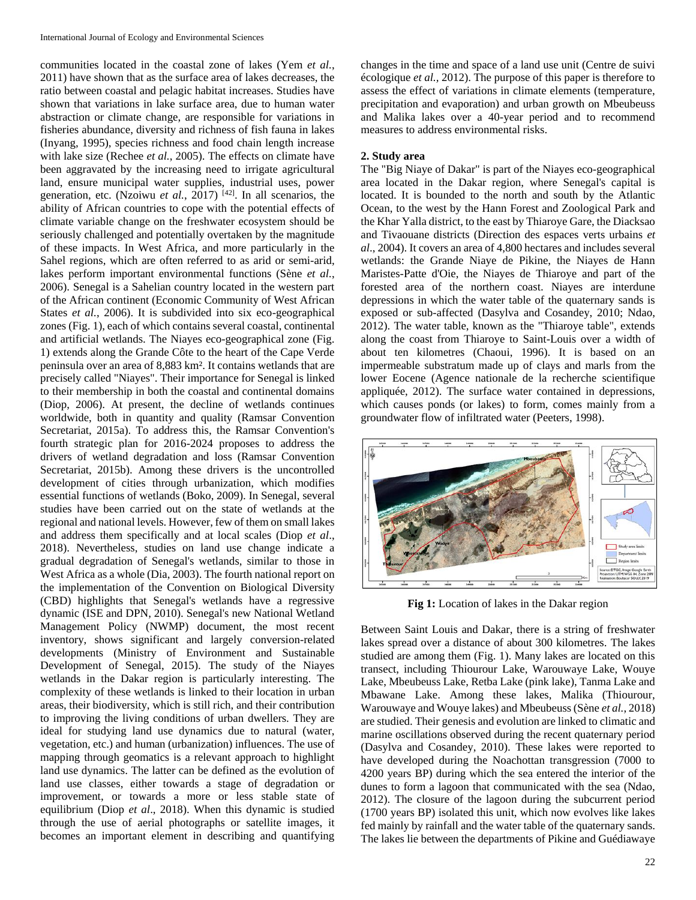communities located in the coastal zone of lakes (Yem *et al.*, 2011) have shown that as the surface area of lakes decreases, the ratio between coastal and pelagic habitat increases. Studies have shown that variations in lake surface area, due to human water abstraction or climate change, are responsible for variations in fisheries abundance, diversity and richness of fish fauna in lakes (Inyang, 1995), species richness and food chain length increase with lake size (Rechee *et al.*, 2005). The effects on climate have been aggravated by the increasing need to irrigate agricultural land, ensure municipal water supplies, industrial uses, power generation, etc. (Nzoiwu *et al.*, 2017) [42]. In all scenarios, the ability of African countries to cope with the potential effects of climate variable change on the freshwater ecosystem should be seriously challenged and potentially overtaken by the magnitude of these impacts. In West Africa, and more particularly in the Sahel regions, which are often referred to as arid or semi-arid, lakes perform important environmental functions (Sène *et al.*, 2006). Senegal is a Sahelian country located in the western part of the African continent (Economic Community of West African States *et al.*, 2006). It is subdivided into six eco-geographical zones (Fig. 1), each of which contains several coastal, continental and artificial wetlands. The Niayes eco-geographical zone (Fig. 1) extends along the Grande Côte to the heart of the Cape Verde peninsula over an area of 8,883 km². It contains wetlands that are precisely called "Niayes". Their importance for Senegal is linked to their membership in both the coastal and continental domains (Diop, 2006). At present, the decline of wetlands continues worldwide, both in quantity and quality (Ramsar Convention Secretariat, 2015a). To address this, the Ramsar Convention's fourth strategic plan for 2016-2024 proposes to address the drivers of wetland degradation and loss (Ramsar Convention Secretariat, 2015b). Among these drivers is the uncontrolled development of cities through urbanization, which modifies essential functions of wetlands (Boko, 2009). In Senegal, several studies have been carried out on the state of wetlands at the regional and national levels. However, few of them on small lakes and address them specifically and at local scales (Diop *et al*., 2018). Nevertheless, studies on land use change indicate a gradual degradation of Senegal's wetlands, similar to those in West Africa as a whole (Dia, 2003). The fourth national report on the implementation of the Convention on Biological Diversity (CBD) highlights that Senegal's wetlands have a regressive dynamic (ISE and DPN, 2010). Senegal's new National Wetland Management Policy (NWMP) document, the most recent inventory, shows significant and largely conversion-related developments (Ministry of Environment and Sustainable Development of Senegal, 2015). The study of the Niayes wetlands in the Dakar region is particularly interesting. The complexity of these wetlands is linked to their location in urban areas, their biodiversity, which is still rich, and their contribution to improving the living conditions of urban dwellers. They are ideal for studying land use dynamics due to natural (water, vegetation, etc.) and human (urbanization) influences. The use of mapping through geomatics is a relevant approach to highlight land use dynamics. The latter can be defined as the evolution of land use classes, either towards a stage of degradation or improvement, or towards a more or less stable state of equilibrium (Diop *et al*., 2018). When this dynamic is studied through the use of aerial photographs or satellite images, it becomes an important element in describing and quantifying changes in the time and space of a land use unit (Centre de suivi écologique *et al.*, 2012). The purpose of this paper is therefore to assess the effect of variations in climate elements (temperature, precipitation and evaporation) and urban growth on Mbeubeuss and Malika lakes over a 40-year period and to recommend measures to address environmental risks.

## 2. Study area

The "Big Niaye of Dakar" is part of the Niayes eco-geographical area located in the Dakar region, where Senegal's capital is located. It is bounded to the north and south by the Atlantic Ocean, to the west by the Hann Forest and Zoological Park and the Khar Yalla district, to the east by Thiaroye Gare, the Diacksao and Tivaouane districts (Direction des espaces verts urbains *et al*., 2004). It covers an area of 4,800 hectares and includes several wetlands: the Grande Niaye de Pikine, the Niayes de Hann Maristes-Patte d'Oie, the Niayes de Thiaroye and part of the forested area of the northern coast. Niayes are interdune depressions in which the water table of the quaternary sands is exposed or sub-affected (Dasylva and Cosandey, 2010; Ndao, 2012). The water table, known as the "Thiaroye table", extends along the coast from Thiaroye to Saint-Louis over a width of about ten kilometres (Chaoui, 1996). It is based on an impermeable substratum made up of clays and marls from the lower Eocene (Agence nationale de la recherche scientifique appliquée, 2012). The surface water contained in depressions, which causes ponds (or lakes) to form, comes mainly from a groundwater flow of infiltrated water (Peeters, 1998).

**Fig 1:** Location of lakes in the Dakar region

Between Saint Louis and Dakar, there is a string of freshwater lakes spread over a distance of about 300 kilometres. The lakes studied are among them (Fig. 1). Many lakes are located on this transect, including Thiourour Lake, Warouwaye Lake, Wouye Lake, Mbeubeuss Lake, Retba Lake (pink lake), Tanma Lake and Mbawane Lake. Among these lakes, Malika (Thiourour, Warouwaye and Wouye lakes) and Mbeubeuss (Sène *et al.*, 2018) are studied. Their genesis and evolution are linked to climatic and marine oscillations observed during the recent quaternary period (Dasylva and Cosandey, 2010). These lakes were reported to have developed during the Noachottan transgression (7000 to 4200 years BP) during which the sea entered the interior of the dunes to form a lagoon that communicated with the sea (Ndao, 2012). The closure of the lagoon during the subcurrent period (1700 years BP) isolated this unit, which now evolves like lakes fed mainly by rainfall and the water table of the quaternary sands. The lakes lie between the departments of Pikine and Guédiawaye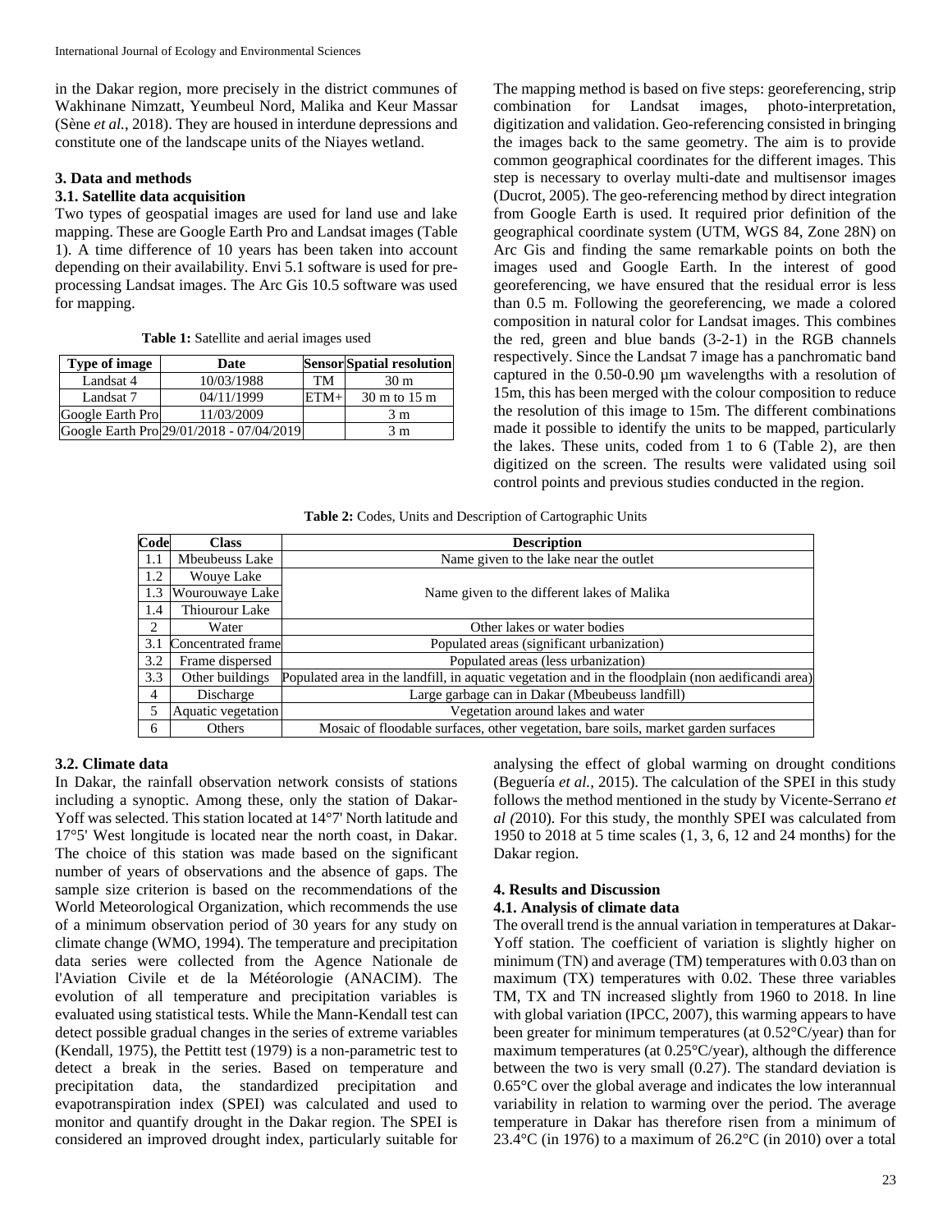in the Dakar region, more precisely in the district communes of Wakhinane Nimzatt, Yeumbeul Nord, Malika and Keur Massar (Sène *et al.,* 2018). They are housed in interdune depressions and constitute one of the landscape units of the Niayes wetland.

## 3. Data and methods

### 3.1. Satellite data acquisition

Two types of geospatial images are used for land use and lake mapping. These are Google Earth Pro and Landsat images (Table 1). A time difference of 10 years has been taken into account depending on their availability. Envi 5.1 software is used for pre-processing Landsat images. The Arc Gis 10.5 software was used for mapping.

**Table 1:** Satellite and aerial images used

| Type of image | Date | Sensor | Spatial resolution |
|---|---|---|---|
| Landsat 4 | 10/03/1988 | TM | 30 m |
| Landsat 7 | 04/11/1999 | ETM+ | 30 m to 15 m |
| Google Earth Pro | 11/03/2009 | | 3 m |
| Google Earth Pro | 29/01/2018 - 07/04/2019 | | 3 m |

The mapping method is based on five steps: georeferencing, strip combination for Landsat images, photo-interpretation, digitization and validation. Geo-referencing consisted in bringing the images back to the same geometry. The aim is to provide common geographical coordinates for the different images. This step is necessary to overlay multi-date and multisensor images (Ducrot, 2005). The geo-referencing method by direct integration from Google Earth is used. It required prior definition of the geographical coordinate system (UTM, WGS 84, Zone 28N) on Arc Gis and finding the same remarkable points on both the images used and Google Earth. In the interest of good georeferencing, we have ensured that the residual error is less than 0.5 m. Following the georeferencing, we made a colored composition in natural color for Landsat images. This combines the red, green and blue bands (3-2-1) in the RGB channels respectively. Since the Landsat 7 image has a panchromatic band captured in the 0.50-0.90 µm wavelengths with a resolution of 15m, this has been merged with the colour composition to reduce the resolution of this image to 15m. The different combinations made it possible to identify the units to be mapped, particularly the lakes. These units, coded from 1 to 6 (Table 2), are then digitized on the screen. The results were validated using soil control points and previous studies conducted in the region.

**Table 2:** Codes, Units and Description of Cartographic Units

| Code | Class | Description |
|---|---|---|
| 1.1 | Mbeubeuss Lake | Name given to the lake near the outlet |
| 1.2 | Wouye Lake | Name given to the different lakes of Malika |
| 1.3 | Wourouwaye Lake | |
| 1.4 | Thiourour Lake | |
| 2 | Water | Other lakes or water bodies |
| 3.1 | Concentrated frame | Populated areas (significant urbanization) |
| 3.2 | Frame dispersed | Populated areas (less urbanization) |
| 3.3 | Other buildings | Populated area in the landfill, in aquatic vegetation and in the floodplain (non aedificandi area) |
| 4 | Discharge | Large garbage can in Dakar (Mbeubeuss landfill) |
| 5 | Aquatic vegetation | Vegetation around lakes and water |
| 6 | Others | Mosaic of floodable surfaces, other vegetation, bare soils, market garden surfaces |

### 3.2. Climate data

In Dakar, the rainfall observation network consists of stations including a synoptic. Among these, only the station of Dakar-Yoff was selected. This station located at 14°7' North latitude and 17°5' West longitude is located near the north coast, in Dakar. The choice of this station was made based on the significant number of years of observations and the absence of gaps. The sample size criterion is based on the recommendations of the World Meteorological Organization, which recommends the use of a minimum observation period of 30 years for any study on climate change (WMO, 1994). The temperature and precipitation data series were collected from the Agence Nationale de l'Aviation Civile et de la Météorologie (ANACIM). The evolution of all temperature and precipitation variables is evaluated using statistical tests. While the Mann-Kendall test can detect possible gradual changes in the series of extreme variables (Kendall, 1975), the Pettitt test (1979) is a non-parametric test to detect a break in the series. Based on temperature and precipitation data, the standardized precipitation and evapotranspiration index (SPEI) was calculated and used to monitor and quantify drought in the Dakar region. The SPEI is considered an improved drought index, particularly suitable for analysing the effect of global warming on drought conditions (Beguería *et al.,* 2015). The calculation of the SPEI in this study follows the method mentioned in the study by Vicente-Serrano *et al (*2010). For this study, the monthly SPEI was calculated from 1950 to 2018 at 5 time scales (1, 3, 6, 12 and 24 months) for the Dakar region.

## 4. Results and Discussion

### 4.1. Analysis of climate data

The overall trend is the annual variation in temperatures at Dakar-Yoff station. The coefficient of variation is slightly higher on minimum (TN) and average (TM) temperatures with 0.03 than on maximum (TX) temperatures with 0.02. These three variables TM, TX and TN increased slightly from 1960 to 2018. In line with global variation (IPCC, 2007), this warming appears to have been greater for minimum temperatures (at 0.52°C/year) than for maximum temperatures (at 0.25°C/year), although the difference between the two is very small (0.27). The standard deviation is 0.65°C over the global average and indicates the low interannual variability in relation to warming over the period. The average temperature in Dakar has therefore risen from a minimum of 23.4°C (in 1976) to a maximum of 26.2°C (in 2010) over a total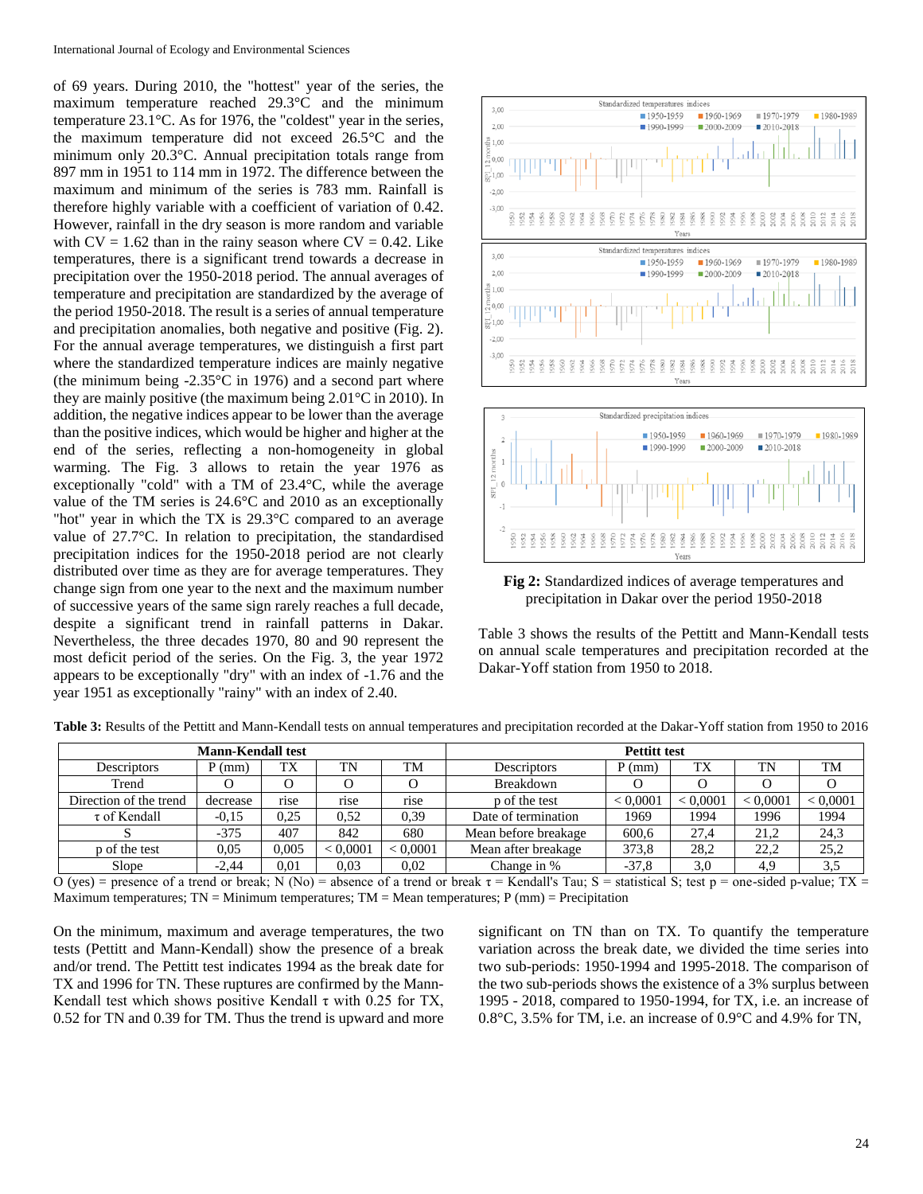of 69 years. During 2010, the "hottest" year of the series, the maximum temperature reached 29.3°C and the minimum temperature 23.1°C. As for 1976, the "coldest" year in the series, the maximum temperature did not exceed 26.5°C and the minimum only 20.3°C. Annual precipitation totals range from 897 mm in 1951 to 114 mm in 1972. The difference between the maximum and minimum of the series is 783 mm. Rainfall is therefore highly variable with a coefficient of variation of 0.42. However, rainfall in the dry season is more random and variable with CV = 1.62 than in the rainy season where CV = 0.42. Like temperatures, there is a significant trend towards a decrease in precipitation over the 1950-2018 period. The annual averages of temperature and precipitation are standardized by the average of the period 1950-2018. The result is a series of annual temperature and precipitation anomalies, both negative and positive (Fig. 2). For the annual average temperatures, we distinguish a first part where the standardized temperature indices are mainly negative (the minimum being -2.35°C in 1976) and a second part where they are mainly positive (the maximum being 2.01°C in 2010). In addition, the negative indices appear to be lower than the average than the positive indices, which would be higher and higher at the end of the series, reflecting a non-homogeneity in global warming. The Fig. 3 allows to retain the year 1976 as exceptionally "cold" with a TM of 23.4°C, while the average value of the TM series is 24.6°C and 2010 as an exceptionally "hot" year in which the TX is 29.3°C compared to an average value of 27.7°C. In relation to precipitation, the standardised precipitation indices for the 1950-2018 period are not clearly distributed over time as they are for average temperatures. They change sign from one year to the next and the maximum number of successive years of the same sign rarely reaches a full decade, despite a significant trend in rainfall patterns in Dakar. Nevertheless, the three decades 1970, 80 and 90 represent the most deficit period of the series. On the Fig. 3, the year 1972 appears to be exceptionally "dry" with an index of -1.76 and the year 1951 as exceptionally "rainy" with an index of 2.40.

**Fig 2:** Standardized indices of average temperatures and precipitation in Dakar over the period 1950-2018

Table 3 shows the results of the Pettitt and Mann-Kendall tests on annual scale temperatures and precipitation recorded at the Dakar-Yoff station from 1950 to 2018.

**Table 3:** Results of the Pettitt and Mann-Kendall tests on annual temperatures and precipitation recorded at the Dakar-Yoff station from 1950 to 2016

| Mann-Kendall test | | | | | Pettitt test | | | | |
|---|---|---|---|---|---|---|---|---|---|
| Descriptors | P (mm) | TX | TN | TM | Descriptors | P (mm) | TX | TN | TM |
| Trend | O | O | O | O | Breakdown | O | O | O | O |
| Direction of the trend | decrease | rise | rise | rise | p of the test | < 0,0001 | < 0,0001 | < 0,0001 | < 0,0001 |
| τ of Kendall | -0,15 | 0,25 | 0,52 | 0,39 | Date of termination | 1969 | 1994 | 1996 | 1994 |
| S | -375 | 407 | 842 | 680 | Mean before breakage | 600,6 | 27,4 | 21,2 | 24,3 |
| p of the test | 0,05 | 0,005 | < 0,0001 | < 0,0001 | Mean after breakage | 373,8 | 28,2 | 22,2 | 25,2 |
| Slope | -2,44 | 0,01 | 0,03 | 0,02 | Change in % | -37,8 | 3,0 | 4,9 | 3,5 |

O (yes) = presence of a trend or break; N (No) = absence of a trend or break τ = Kendall's Tau; S = statistical S; test p = one-sided p-value; TX = Maximum temperatures; TN = Minimum temperatures; TM = Mean temperatures; P (mm) = Precipitation

On the minimum, maximum and average temperatures, the two tests (Pettitt and Mann-Kendall) show the presence of a break and/or trend. The Pettitt test indicates 1994 as the break date for TX and 1996 for TN. These ruptures are confirmed by the Mann-Kendall test which shows positive Kendall τ with 0.25 for TX, 0.52 for TN and 0.39 for TM. Thus the trend is upward and more significant on TN than on TX. To quantify the temperature variation across the break date, we divided the time series into two sub-periods: 1950-1994 and 1995-2018. The comparison of the two sub-periods shows the existence of a 3% surplus between 1995 - 2018, compared to 1950-1994, for TX, i.e. an increase of 0.8°C, 3.5% for TM, i.e. an increase of 0.9°C and 4.9% for TN,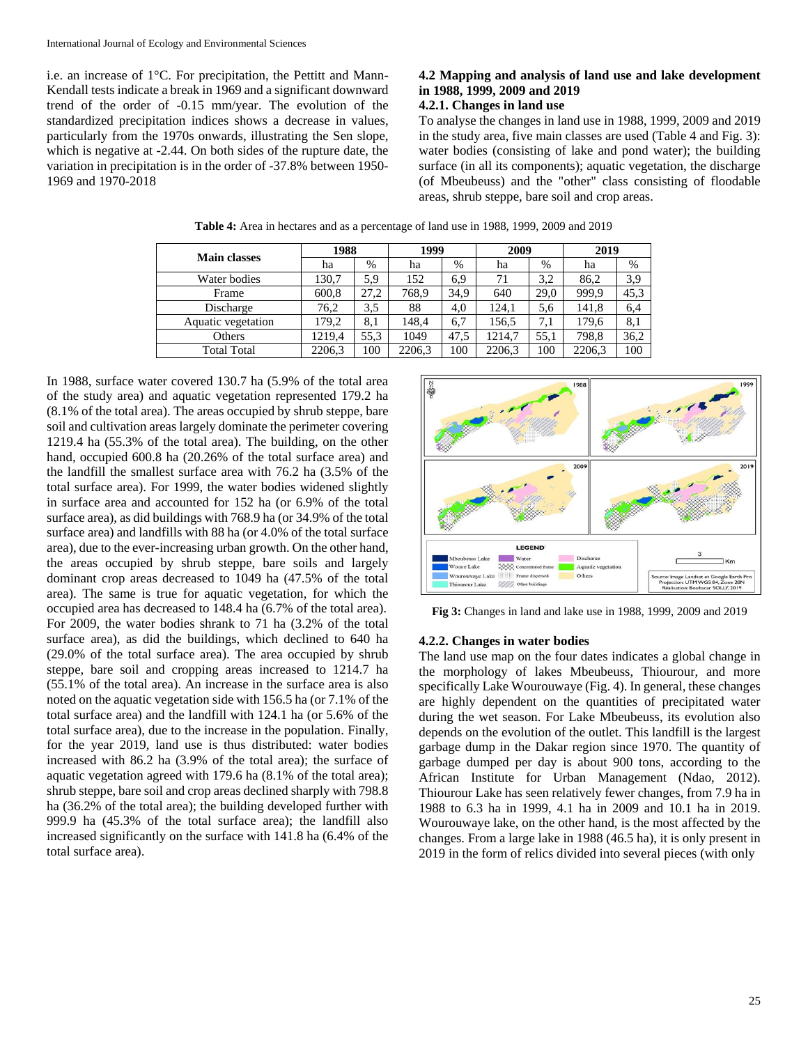i.e. an increase of 1°C. For precipitation, the Pettitt and Mann-Kendall tests indicate a break in 1969 and a significant downward trend of the order of -0.15 mm/year. The evolution of the standardized precipitation indices shows a decrease in values, particularly from the 1970s onwards, illustrating the Sen slope, which is negative at -2.44. On both sides of the rupture date, the variation in precipitation is in the order of -37.8% between 1950-1969 and 1970-2018

### 4.2 Mapping and analysis of land use and lake development in 1988, 1999, 2009 and 2019

#### 4.2.1. Changes in land use

To analyse the changes in land use in 1988, 1999, 2009 and 2019 in the study area, five main classes are used (Table 4 and Fig. 3): water bodies (consisting of lake and pond water); the building surface (in all its components); aquatic vegetation, the discharge (of Mbeubeuss) and the "other" class consisting of floodable areas, shrub steppe, bare soil and crop areas.

**Table 4:** Area in hectares and as a percentage of land use in 1988, 1999, 2009 and 2019

| Main classes | 1988 | | 1999 | | 2009 | | 2019 | |
|---|---|---|---|---|---|---|---|---|
| | ha | % | ha | % | ha | % | ha | % |
| Water bodies | 130,7 | 5,9 | 152 | 6,9 | 71 | 3,2 | 86,2 | 3,9 |
| Frame | 600,8 | 27,2 | 768,9 | 34,9 | 640 | 29,0 | 999,9 | 45,3 |
| Discharge | 76,2 | 3,5 | 88 | 4,0 | 124,1 | 5,6 | 141,8 | 6,4 |
| Aquatic vegetation | 179,2 | 8,1 | 148,4 | 6,7 | 156,5 | 7,1 | 179,6 | 8,1 |
| Others | 1219,4 | 55,3 | 1049 | 47,5 | 1214,7 | 55,1 | 798,8 | 36,2 |
| Total Total | 2206,3 | 100 | 2206,3 | 100 | 2206,3 | 100 | 2206,3 | 100 |

In 1988, surface water covered 130.7 ha (5.9% of the total area of the study area) and aquatic vegetation represented 179.2 ha (8.1% of the total area). The areas occupied by shrub steppe, bare soil and cultivation areas largely dominate the perimeter covering 1219.4 ha (55.3% of the total area). The building, on the other hand, occupied 600.8 ha (20.26% of the total surface area) and the landfill the smallest surface area with 76.2 ha (3.5% of the total surface area) and landfills with 88 ha (or 4.0% of the total surface area). For 1999, the water bodies widened slightly in surface area and accounted for 152 ha (or 6.9% of the total surface area), as did buildings with 768.9 ha (or 34.9% of the total surface area) and landfills with 88 ha (or 4.0% of the total surface area), due to the ever-increasing urban growth. On the other hand, the areas occupied by shrub steppe, bare soils and largely dominant crop areas decreased to 1049 ha (47.5% of the total area). The same is true for aquatic vegetation, for which the occupied area has decreased to 148.4 ha (6.7% of the total area). For 2009, the water bodies shrank to 71 ha (3.2% of the total surface area), as did the buildings, which declined to 640 ha (29.0% of the total surface area). The area occupied by shrub steppe, bare soil and cropping areas increased to 1214.7 ha (55.1% of the total area). An increase in the surface area is also noted on the aquatic vegetation side with 156.5 ha (or 7.1% of the total surface area) and the landfill with 124.1 ha (or 5.6% of the total surface area), due to the increase in the population. Finally, for the year 2019, land use is thus distributed: water bodies increased with 86.2 ha (3.9% of the total area); the surface of aquatic vegetation agreed with 179.6 ha (8.1% of the total area); shrub steppe, bare soil and crop areas declined sharply with 798.8 ha (36.2% of the total area); the building developed further with 999.9 ha (45.3% of the total surface area); the landfill also increased significantly on the surface with 141.8 ha (6.4% of the total surface area).

**Fig 3:** Changes in land and lake use in 1988, 1999, 2009 and 2019

#### 4.2.2. Changes in water bodies

The land use map on the four dates indicates a global change in the morphology of lakes Mbeubeuss, Thiourour, and more specifically Lake Wourouwaye (Fig. 4). In general, these changes are highly dependent on the quantities of precipitated water during the wet season. For Lake Mbeubeuss, its evolution also depends on the evolution of the outlet. This landfill is the largest garbage dump in the Dakar region since 1970. The quantity of garbage dumped per day is about 900 tons, according to the African Institute for Urban Management (Ndao, 2012). Thiourour Lake has seen relatively fewer changes, from 7.9 ha in 1988 to 6.3 ha in 1999, 4.1 ha in 2009 and 10.1 ha in 2019. Wourouwaye lake, on the other hand, is the most affected by the changes. From a large lake in 1988 (46.5 ha), it is only present in 2019 in the form of relics divided into several pieces (with only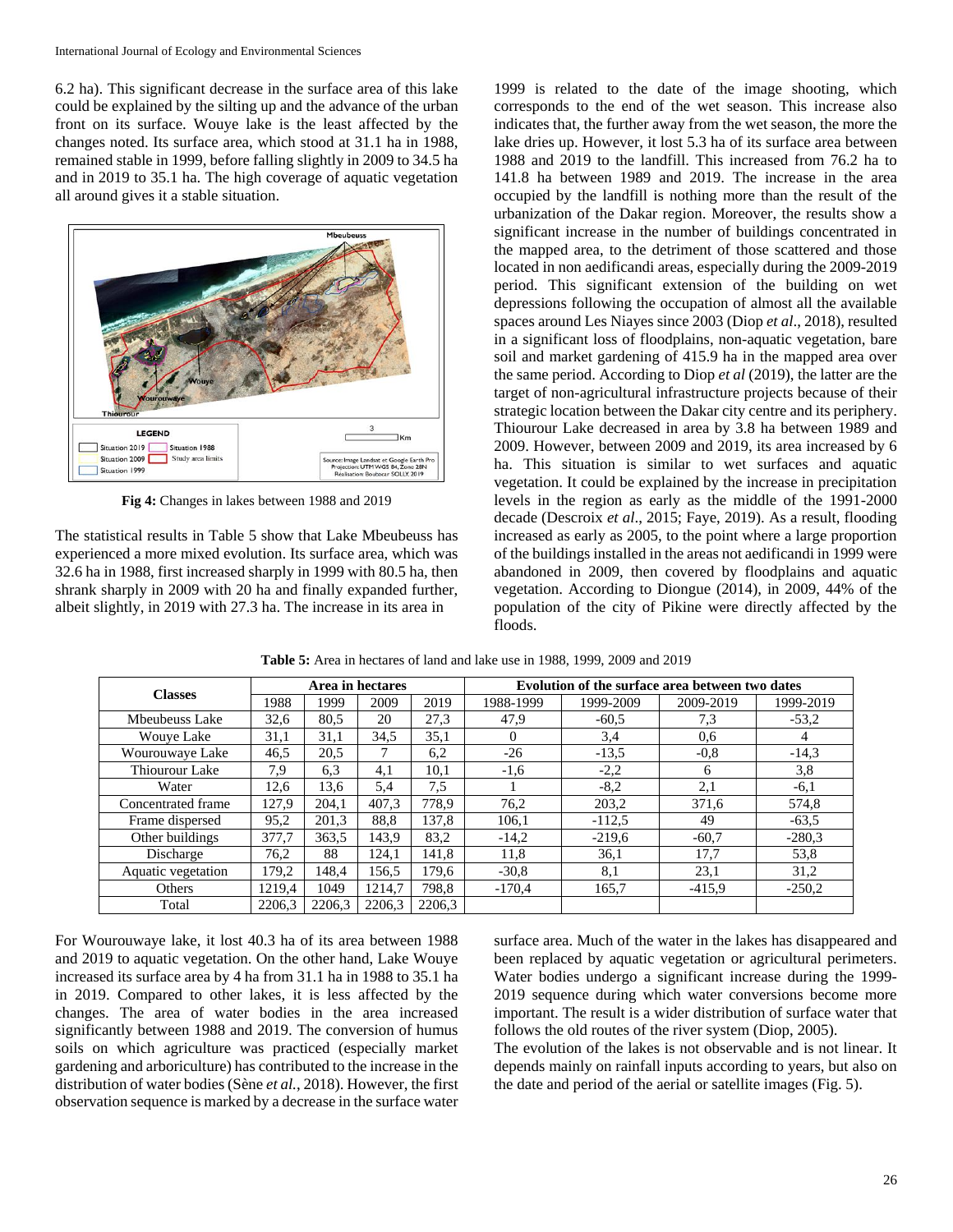6.2 ha). This significant decrease in the surface area of this lake could be explained by the silting up and the advance of the urban front on its surface. Wouye lake is the least affected by the changes noted. Its surface area, which stood at 31.1 ha in 1988, remained stable in 1999, before falling slightly in 2009 to 34.5 ha and in 2019 to 35.1 ha. The high coverage of aquatic vegetation all around gives it a stable situation.

**Fig 4:** Changes in lakes between 1988 and 2019

The statistical results in Table 5 show that Lake Mbeubeuss has experienced a more mixed evolution. Its surface area, which was 32.6 ha in 1988, first increased sharply in 1999 with 80.5 ha, then shrank sharply in 2009 with 20 ha and finally expanded further, albeit slightly, in 2019 with 27.3 ha. The increase in its area in 1999 is related to the date of the image shooting, which corresponds to the end of the wet season. This increase also indicates that, the further away from the wet season, the more the lake dries up. However, it lost 5.3 ha of its surface area between 1988 and 2019 to the landfill. This increased from 76.2 ha to 141.8 ha between 1989 and 2019. The increase in the area occupied by the landfill is nothing more than the result of the urbanization of the Dakar region. Moreover, the results show a significant increase in the number of buildings concentrated in the mapped area, to the detriment of those scattered and those located in non aedificandi areas, especially during the 2009-2019 period. This significant extension of the building on wet depressions following the occupation of almost all the available spaces around Les Niayes since 2003 (Diop *et al*., 2018), resulted in a significant loss of floodplains, non-aquatic vegetation, bare soil and market gardening of 415.9 ha in the mapped area over the same period. According to Diop *et al* (2019), the latter are the target of non-agricultural infrastructure projects because of their strategic location between the Dakar city centre and its periphery. Thiourour Lake decreased in area by 3.8 ha between 1989 and 2009. However, between 2009 and 2019, its area increased by 6 ha. This situation is similar to wet surfaces and aquatic vegetation. It could be explained by the increase in precipitation levels in the region as early as the middle of the 1991-2000 decade (Descroix *et al*., 2015; Faye, 2019). As a result, flooding increased as early as 2005, to the point where a large proportion of the buildings installed in the areas not aedificandi in 1999 were abandoned in 2009, then covered by floodplains and aquatic vegetation. According to Diongue (2014), in 2009, 44% of the population of the city of Pikine were directly affected by the floods.

**Table 5:** Area in hectares of land and lake use in 1988, 1999, 2009 and 2019

| Classes | Area in hectares | | | | Evolution of the surface area between two dates | | | |
|---|---|---|---|---|---|---|---|---|
| | 1988 | 1999 | 2009 | 2019 | 1988-1999 | 1999-2009 | 2009-2019 | 1999-2019 |
| Mbeubeuss Lake | 32,6 | 80,5 | 20 | 27,3 | 47,9 | -60,5 | 7,3 | -53,2 |
| Wouye Lake | 31,1 | 31,1 | 34,5 | 35,1 | 0 | 3,4 | 0,6 | 4 |
| Wourouwaye Lake | 46,5 | 20,5 | 7 | 6,2 | -26 | -13,5 | -0,8 | -14,3 |
| Thiourour Lake | 7,9 | 6,3 | 4,1 | 10,1 | -1,6 | -2,2 | 6 | 3,8 |
| Water | 12,6 | 13,6 | 5,4 | 7,5 | 1 | -8,2 | 2,1 | -6,1 |
| Concentrated frame | 127,9 | 204,1 | 407,3 | 778,9 | 76,2 | 203,2 | 371,6 | 574,8 |
| Frame dispersed | 95,2 | 201,3 | 88,8 | 137,8 | 106,1 | -112,5 | 49 | -63,5 |
| Other buildings | 377,7 | 363,5 | 143,9 | 83,2 | -14,2 | -219,6 | -60,7 | -280,3 |
| Discharge | 76,2 | 88 | 124,1 | 141,8 | 11,8 | 36,1 | 17,7 | 53,8 |
| Aquatic vegetation | 179,2 | 148,4 | 156,5 | 179,6 | -30,8 | 8,1 | 23,1 | 31,2 |
| Others | 1219,4 | 1049 | 1214,7 | 798,8 | -170,4 | 165,7 | -415,9 | -250,2 |
| Total | 2206,3 | 2206,3 | 2206,3 | 2206,3 | | | | |

For Wourouwaye lake, it lost 40.3 ha of its area between 1988 and 2019 to aquatic vegetation. On the other hand, Lake Wouye increased its surface area by 4 ha from 31.1 ha in 1988 to 35.1 ha in 2019. Compared to other lakes, it is less affected by the changes. The area of water bodies in the area increased significantly between 1988 and 2019. The conversion of humus soils on which agriculture was practiced (especially market gardening and arboriculture) has contributed to the increase in the distribution of water bodies (Sène *et al.*, 2018). However, the first observation sequence is marked by a decrease in the surface water surface area. Much of the water in the lakes has disappeared and been replaced by aquatic vegetation or agricultural perimeters. Water bodies undergo a significant increase during the 1999-2019 sequence during which water conversions become more important. The result is a wider distribution of surface water that follows the old routes of the river system (Diop, 2005).

The evolution of the lakes is not observable and is not linear. It depends mainly on rainfall inputs according to years, but also on the date and period of the aerial or satellite images (Fig. 5).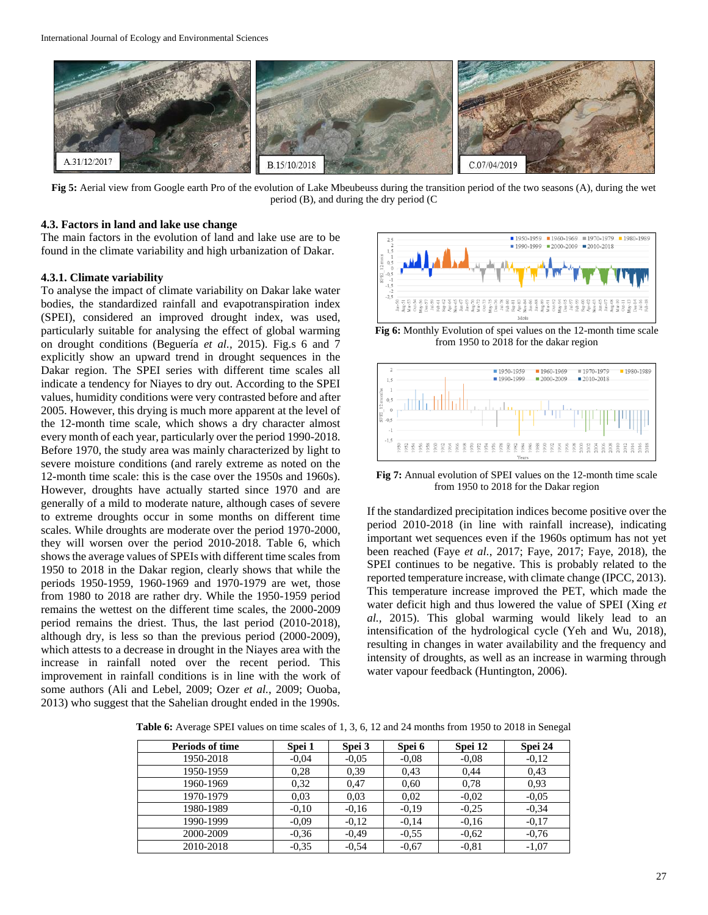**Fig 5:** Aerial view from Google earth Pro of the evolution of Lake Mbeubeuss during the transition period of the two seasons (A), during the wet period (B), and during the dry period (C

### 4.3. Factors in land and lake use change

The main factors in the evolution of land and lake use are to be found in the climate variability and high urbanization of Dakar.

#### 4.3.1. Climate variability

To analyse the impact of climate variability on Dakar lake water bodies, the standardized rainfall and evapotranspiration index (SPEI), considered an improved drought index, was used, particularly suitable for analysing the effect of global warming on drought conditions (Beguería *et al.*, 2015). Fig.s 6 and 7 explicitly show an upward trend in drought sequences in the Dakar region. The SPEI series with different time scales all indicate a tendency for Niayes to dry out. According to the SPEI values, humidity conditions were very contrasted before and after 2005. However, this drying is much more apparent at the level of the 12-month time scale, which shows a dry character almost every month of each year, particularly over the period 1990-2018. Before 1970, the study area was mainly characterized by light to severe moisture conditions (and rarely extreme as noted on the 12-month time scale: this is the case over the 1950s and 1960s). However, droughts have actually started since 1970 and are generally of a mild to moderate nature, although cases of severe to extreme droughts occur in some months on different time scales. While droughts are moderate over the period 1970-2000, they will worsen over the period 2010-2018. Table 6, which shows the average values of SPEIs with different time scales from 1950 to 2018 in the Dakar region, clearly shows that while the periods 1950-1959, 1960-1969 and 1970-1979 are wet, those from 1980 to 2018 are rather dry. While the 1950-1959 period remains the wettest on the different time scales, the 2000-2009 period remains the driest. Thus, the last period (2010-2018), although dry, is less so than the previous period (2000-2009), which attests to a decrease in drought in the Niayes area with the increase in rainfall noted over the recent period. This improvement in rainfall conditions is in line with the work of some authors (Ali and Lebel, 2009; Ozer *et al.*, 2009; Ouoba, 2013) who suggest that the Sahelian drought ended in the 1990s.

**Fig 6:** Monthly Evolution of spei values on the 12-month time scale from 1950 to 2018 for the dakar region

**Fig 7:** Annual evolution of SPEI values on the 12-month time scale from 1950 to 2018 for the Dakar region

If the standardized precipitation indices become positive over the period 2010-2018 (in line with rainfall increase), indicating important wet sequences even if the 1960s optimum has not yet been reached (Faye *et al.*, 2017; Faye, 2017; Faye, 2018), the SPEI continues to be negative. This is probably related to the reported temperature increase, with climate change (IPCC, 2013). This temperature increase improved the PET, which made the water deficit high and thus lowered the value of SPEI (Xing *et al.,* 2015). This global warming would likely lead to an intensification of the hydrological cycle (Yeh and Wu, 2018), resulting in changes in water availability and the frequency and intensity of droughts, as well as an increase in warming through water vapour feedback (Huntington, 2006).

**Table 6:** Average SPEI values on time scales of 1, 3, 6, 12 and 24 months from 1950 to 2018 in Senegal

| Periods of time | Spei 1 | Spei 3 | Spei 6 | Spei 12 | Spei 24 |
|---|---|---|---|---|---|
| 1950-2018 | -0,04 | -0,05 | -0,08 | -0,08 | -0,12 |
| 1950-1959 | 0,28 | 0,39 | 0,43 | 0,44 | 0,43 |
| 1960-1969 | 0,32 | 0,47 | 0,60 | 0,78 | 0,93 |
| 1970-1979 | 0,03 | 0,03 | 0,02 | -0,02 | -0,05 |
| 1980-1989 | -0,10 | -0,16 | -0,19 | -0,25 | -0,34 |
| 1990-1999 | -0,09 | -0,12 | -0,14 | -0,16 | -0,17 |
| 2000-2009 | -0,36 | -0,49 | -0,55 | -0,62 | -0,76 |
| 2010-2018 | -0,35 | -0,54 | -0,67 | -0,81 | -1,07 |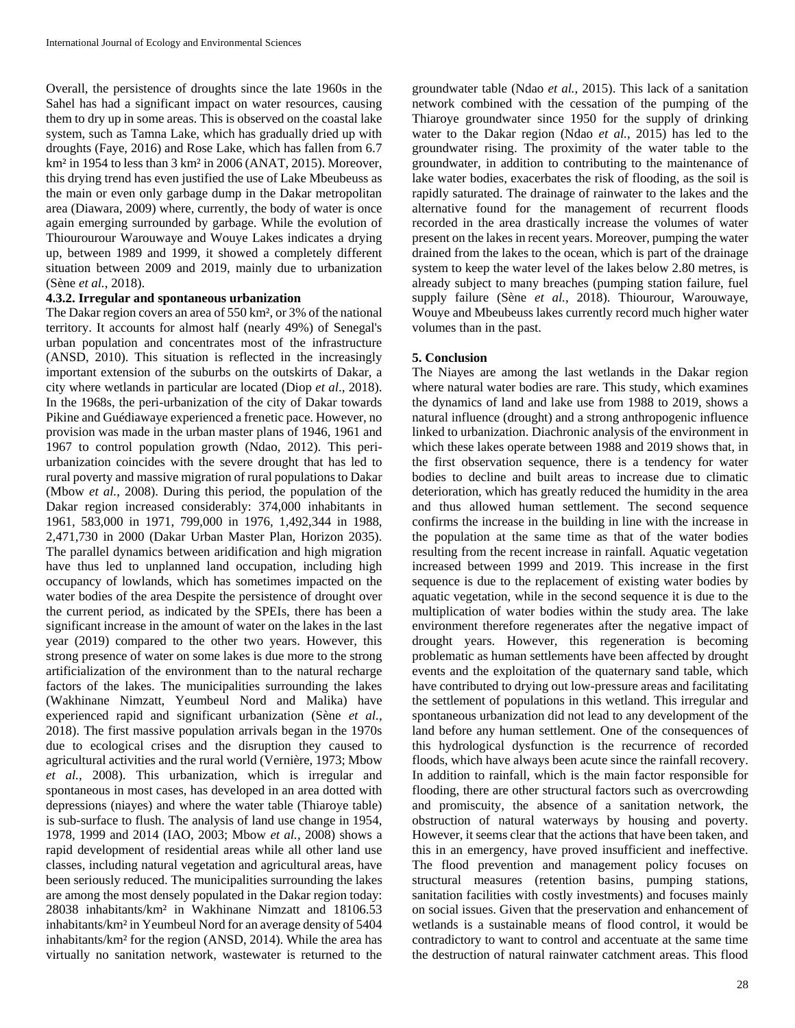Overall, the persistence of droughts since the late 1960s in the Sahel has had a significant impact on water resources, causing them to dry up in some areas. This is observed on the coastal lake system, such as Tamna Lake, which has gradually dried up with droughts (Faye, 2016) and Rose Lake, which has fallen from 6.7 km² in 1954 to less than 3 km² in 2006 (ANAT, 2015). Moreover, this drying trend has even justified the use of Lake Mbeubeuss as the main or even only garbage dump in the Dakar metropolitan area (Diawara, 2009) where, currently, the body of water is once again emerging surrounded by garbage. While the evolution of Thiourourour Warouwaye and Wouye Lakes indicates a drying up, between 1989 and 1999, it showed a completely different situation between 2009 and 2019, mainly due to urbanization (Sène *et al.*, 2018).

#### 4.3.2. Irregular and spontaneous urbanization

The Dakar region covers an area of 550 km², or 3% of the national territory. It accounts for almost half (nearly 49%) of Senegal's urban population and concentrates most of the infrastructure (ANSD, 2010). This situation is reflected in the increasingly important extension of the suburbs on the outskirts of Dakar, a city where wetlands in particular are located (Diop *et al*., 2018). In the 1968s, the peri-urbanization of the city of Dakar towards Pikine and Guédiawaye experienced a frenetic pace. However, no provision was made in the urban master plans of 1946, 1961 and 1967 to control population growth (Ndao, 2012). This peri-urbanization coincides with the severe drought that has led to rural poverty and massive migration of rural populations to Dakar (Mbow *et al.*, 2008). During this period, the population of the Dakar region increased considerably: 374,000 inhabitants in 1961, 583,000 in 1971, 799,000 in 1976, 1,492,344 in 1988, 2,471,730 in 2000 (Dakar Urban Master Plan, Horizon 2035). The parallel dynamics between aridification and high migration have thus led to unplanned land occupation, including high occupancy of lowlands, which has sometimes impacted on the water bodies of the area Despite the persistence of drought over the current period, as indicated by the SPEIs, there has been a significant increase in the amount of water on the lakes in the last year (2019) compared to the other two years. However, this strong presence of water on some lakes is due more to the strong artificialization of the environment than to the natural recharge factors of the lakes. The municipalities surrounding the lakes (Wakhinane Nimzatt, Yeumbeul Nord and Malika) have experienced rapid and significant urbanization (Sène *et al.*, 2018). The first massive population arrivals began in the 1970s due to ecological crises and the disruption they caused to agricultural activities and the rural world (Vernière, 1973; Mbow *et al.*, 2008). This urbanization, which is irregular and spontaneous in most cases, has developed in an area dotted with depressions (niayes) and where the water table (Thiaroye table) is sub-surface to flush. The analysis of land use change in 1954, 1978, 1999 and 2014 (IAO, 2003; Mbow *et al.*, 2008) shows a rapid development of residential areas while all other land use classes, including natural vegetation and agricultural areas, have been seriously reduced. The municipalities surrounding the lakes are among the most densely populated in the Dakar region today: 28038 inhabitants/km² in Wakhinane Nimzatt and 18106.53 inhabitants/km² in Yeumbeul Nord for an average density of 5404 inhabitants/km² for the region (ANSD, 2014). While the area has virtually no sanitation network, wastewater is returned to the groundwater table (Ndao *et al.*, 2015). This lack of a sanitation network combined with the cessation of the pumping of the Thiaroye groundwater since 1950 for the supply of drinking water to the Dakar region (Ndao *et al.*, 2015) has led to the groundwater rising. The proximity of the water table to the groundwater, in addition to contributing to the maintenance of lake water bodies, exacerbates the risk of flooding, as the soil is rapidly saturated. The drainage of rainwater to the lakes and the alternative found for the management of recurrent floods recorded in the area drastically increase the volumes of water present on the lakes in recent years. Moreover, pumping the water drained from the lakes to the ocean, which is part of the drainage system to keep the water level of the lakes below 2.80 metres, is already subject to many breaches (pumping station failure, fuel supply failure (Sène *et al.*, 2018). Thiourour, Warouwaye, Wouye and Mbeubeuss lakes currently record much higher water volumes than in the past.

## 5. Conclusion

The Niayes are among the last wetlands in the Dakar region where natural water bodies are rare. This study, which examines the dynamics of land and lake use from 1988 to 2019, shows a natural influence (drought) and a strong anthropogenic influence linked to urbanization. Diachronic analysis of the environment in which these lakes operate between 1988 and 2019 shows that, in the first observation sequence, there is a tendency for water bodies to decline and built areas to increase due to climatic deterioration, which has greatly reduced the humidity in the area and thus allowed human settlement. The second sequence confirms the increase in the building in line with the increase in the population at the same time as that of the water bodies resulting from the recent increase in rainfall. Aquatic vegetation increased between 1999 and 2019. This increase in the first sequence is due to the replacement of existing water bodies by aquatic vegetation, while in the second sequence it is due to the multiplication of water bodies within the study area. The lake environment therefore regenerates after the negative impact of drought years. However, this regeneration is becoming problematic as human settlements have been affected by drought events and the exploitation of the quaternary sand table, which have contributed to drying out low-pressure areas and facilitating the settlement of populations in this wetland. This irregular and spontaneous urbanization did not lead to any development of the land before any human settlement. One of the consequences of this hydrological dysfunction is the recurrence of recorded floods, which have always been acute since the rainfall recovery. In addition to rainfall, which is the main factor responsible for flooding, there are other structural factors such as overcrowding and promiscuity, the absence of a sanitation network, the obstruction of natural waterways by housing and poverty. However, it seems clear that the actions that have been taken, and this in an emergency, have proved insufficient and ineffective. The flood prevention and management policy focuses on structural measures (retention basins, pumping stations, sanitation facilities with costly investments) and focuses mainly on social issues. Given that the preservation and enhancement of wetlands is a sustainable means of flood control, it would be contradictory to want to control and accentuate at the same time the destruction of natural rainwater catchment areas. This flood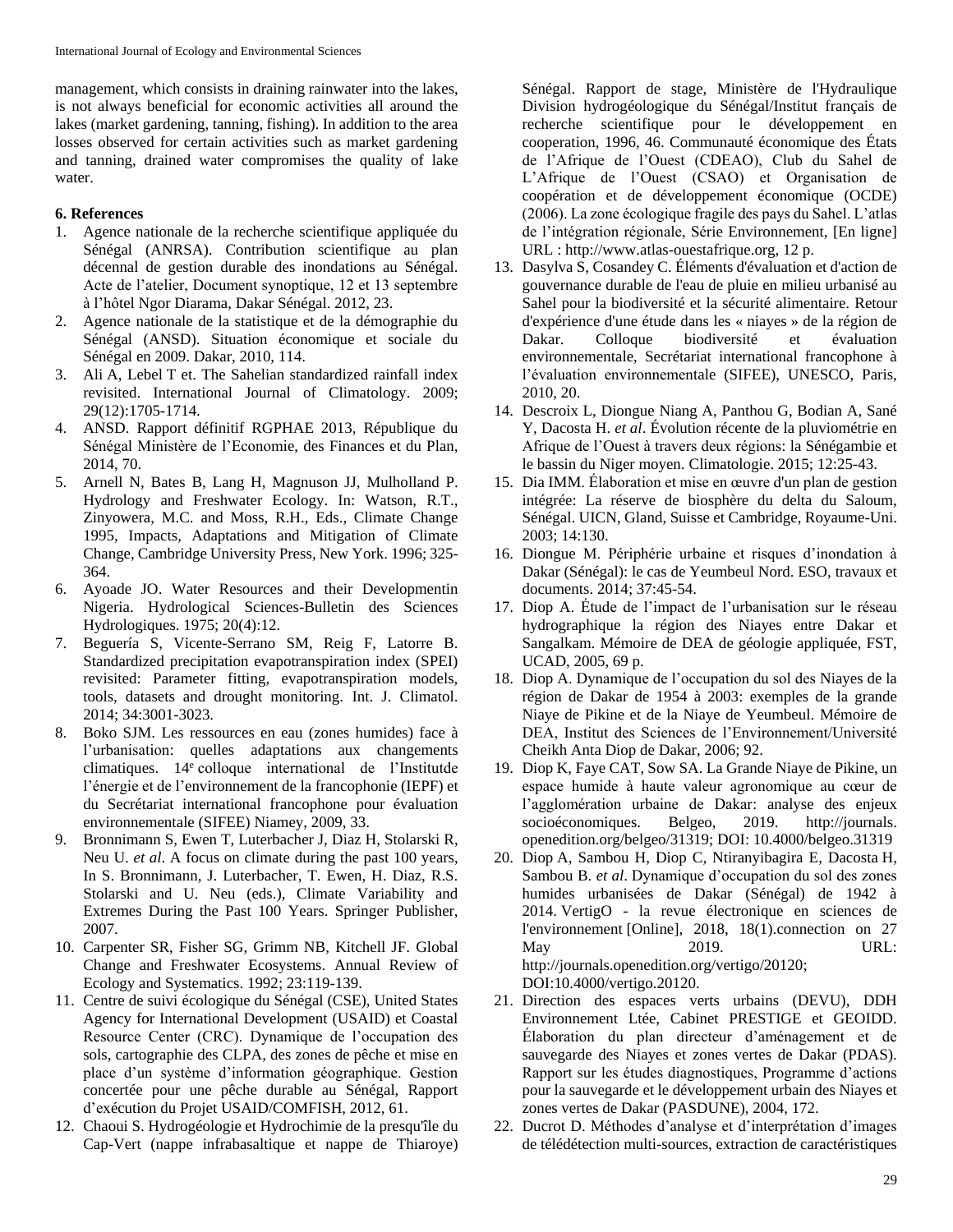management, which consists in draining rainwater into the lakes, is not always beneficial for economic activities all around the lakes (market gardening, tanning, fishing). In addition to the area losses observed for certain activities such as market gardening and tanning, drained water compromises the quality of lake water.

### 6. References

1. Agence nationale de la recherche scientifique appliquée du Sénégal (ANRSA). Contribution scientifique au plan décennal de gestion durable des inondations au Sénégal. Acte de l'atelier, Document synoptique, 12 et 13 septembre à l'hôtel Ngor Diarama, Dakar Sénégal. 2012, 23.
2. Agence nationale de la statistique et de la démographie du Sénégal (ANSD). Situation économique et sociale du Sénégal en 2009. Dakar, 2010, 114.
3. Ali A, Lebel T et. The Sahelian standardized rainfall index revisited. International Journal of Climatology. 2009; 29(12):1705-1714.
4. ANSD. Rapport définitif RGPHAE 2013, République du Sénégal Ministère de l'Economie, des Finances et du Plan, 2014, 70.
5. Arnell N, Bates B, Lang H, Magnuson JJ, Mulholland P. Hydrology and Freshwater Ecology. In: Watson, R.T., Zinyowera, M.C. and Moss, R.H., Eds., Climate Change 1995, Impacts, Adaptations and Mitigation of Climate Change, Cambridge University Press, New York. 1996; 325-364.
6. Ayoade JO. Water Resources and their Developmentin Nigeria. Hydrological Sciences-Bulletin des Sciences Hydrologiques. 1975; 20(4):12.
7. Beguería S, Vicente-Serrano SM, Reig F, Latorre B. Standardized precipitation evapotranspiration index (SPEI) revisited: Parameter fitting, evapotranspiration models, tools, datasets and drought monitoring. Int. J. Climatol. 2014; 34:3001-3023.
8. Boko SJM. Les ressources en eau (zones humides) face à l'urbanisation: quelles adaptations aux changements climatiques. 14e colloque international de l'Institutde l'énergie et de l'environnement de la francophonie (IEPF) et du Secrétariat international francophone pour évaluation environnementale (SIFEE) Niamey, 2009, 33.
9. Bronnimann S, Ewen T, Luterbacher J, Diaz H, Stolarski R, Neu U. *et al*. A focus on climate during the past 100 years, In S. Bronnimann, J. Luterbacher, T. Ewen, H. Diaz, R.S. Stolarski and U. Neu (eds.), Climate Variability and Extremes During the Past 100 Years. Springer Publisher, 2007.
10. Carpenter SR, Fisher SG, Grimm NB, Kitchell JF. Global Change and Freshwater Ecosystems. Annual Review of Ecology and Systematics. 1992; 23:119-139.
11. Centre de suivi écologique du Sénégal (CSE), United States Agency for International Development (USAID) et Coastal Resource Center (CRC). Dynamique de l'occupation des sols, cartographie des CLPA, des zones de pêche et mise en place d'un système d'information géographique. Gestion concertée pour une pêche durable au Sénégal, Rapport d'exécution du Projet USAID/COMFISH, 2012, 61.
12. Chaoui S. Hydrogéologie et Hydrochimie de la presqu'île du Cap-Vert (nappe infrabasaltique et nappe de Thiaroye) Sénégal. Rapport de stage, Ministère de l'Hydraulique Division hydrogéologique du Sénégal/Institut français de recherche scientifique pour le développement en cooperation, 1996, 46. Communauté économique des États de l'Afrique de l'Ouest (CDEAO), Club du Sahel de L'Afrique de l'Ouest (CSAO) et Organisation de coopération et de développement économique (OCDE) (2006). La zone écologique fragile des pays du Sahel. L'atlas de l'intégration régionale, Série Environnement, [En ligne] URL : http://www.atlas-ouestafrique.org, 12 p.
13. Dasylva S, Cosandey C. Éléments d'évaluation et d'action de gouvernance durable de l'eau de pluie en milieu urbanisé au Sahel pour la biodiversité et la sécurité alimentaire. Retour d'expérience d'une étude dans les « niayes » de la région de Dakar. Colloque biodiversité et évaluation environnementale, Secrétariat international francophone à l'évaluation environnementale (SIFEE), UNESCO, Paris, 2010, 20.
14. Descroix L, Diongue Niang A, Panthou G, Bodian A, Sané Y, Dacosta H. *et al*. Évolution récente de la pluviométrie en Afrique de l'Ouest à travers deux régions: la Sénégambie et le bassin du Niger moyen. Climatologie. 2015; 12:25-43.
15. Dia IMM. Élaboration et mise en œuvre d'un plan de gestion intégrée: La réserve de biosphère du delta du Saloum, Sénégal. UICN, Gland, Suisse et Cambridge, Royaume-Uni. 2003; 14:130.
16. Diongue M. Périphérie urbaine et risques d'inondation à Dakar (Sénégal): le cas de Yeumbeul Nord. ESO, travaux et documents. 2014; 37:45-54.
17. Diop A. Étude de l'impact de l'urbanisation sur le réseau hydrographique la région des Niayes entre Dakar et Sangalkam. Mémoire de DEA de géologie appliquée, FST, UCAD, 2005, 69 p.
18. Diop A. Dynamique de l'occupation du sol des Niayes de la région de Dakar de 1954 à 2003: exemples de la grande Niaye de Pikine et de la Niaye de Yeumbeul. Mémoire de DEA, Institut des Sciences de l'Environnement/Université Cheikh Anta Diop de Dakar, 2006; 92.
19. Diop K, Faye CAT, Sow SA. La Grande Niaye de Pikine, un espace humide à haute valeur agronomique au cœur de l'agglomération urbaine de Dakar: analyse des enjeux socioéconomiques. Belgeo, 2019. http://journals.openedition.org/belgeo/31319; DOI: 10.4000/belgeo.31319
20. Diop A, Sambou H, Diop C, Ntiranyibagira E, Dacosta H, Sambou B. *et al*. Dynamique d'occupation du sol des zones humides urbanisées de Dakar (Sénégal) de 1942 à 2014. VertigO - la revue électronique en sciences de l'environnement [Online], 2018, 18(1).connection on 27 May 2019. URL: http://journals.openedition.org/vertigo/20120; DOI:10.4000/vertigo.20120.
21. Direction des espaces verts urbains (DEVU), DDH Environnement Ltée, Cabinet PRESTIGE et GEOIDD. Élaboration du plan directeur d'aménagement et de sauvegarde des Niayes et zones vertes de Dakar (PDAS). Rapport sur les études diagnostiques, Programme d'actions pour la sauvegarde et le développement urbain des Niayes et zones vertes de Dakar (PASDUNE), 2004, 172.
22. Ducrot D. Méthodes d'analyse et d'interprétation d'images de télédétection multi-sources, extraction de caractéristiques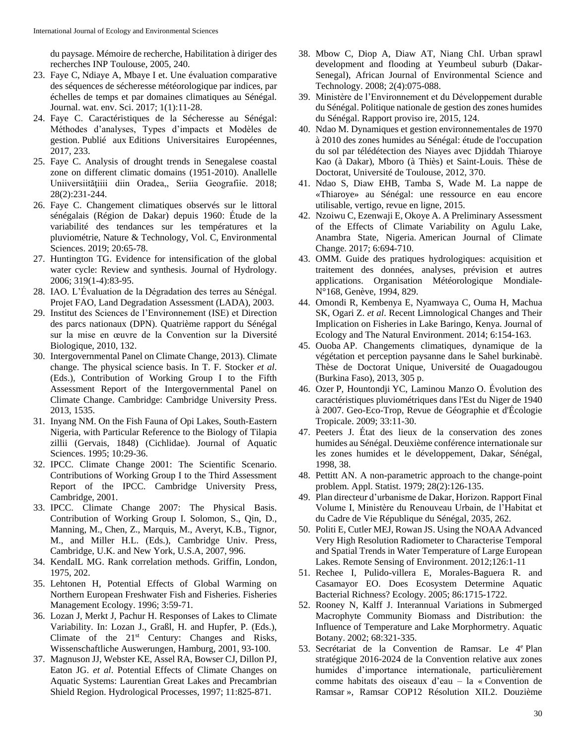du paysage. Mémoire de recherche, Habilitation à diriger des recherches INP Toulouse, 2005, 240.

23. Faye C, Ndiaye A, Mbaye I et. Une évaluation comparative des séquences de sécheresse météorologique par indices, par échelles de temps et par domaines climatiques au Sénégal. Journal. wat. env. Sci. 2017; 1(1):11-28.
24. Faye C. Caractéristiques de la Sécheresse au Sénégal: Méthodes d'analyses, Types d'impacts et Modèles de gestion. Publié aux Editions Universitaires Européennes, 2017, 233.
25. Faye C. Analysis of drought trends in Senegalese coastal zone on different climatic domains (1951-2010). Anallele Uniiversiitățiiii diin Oradea,, Seriia Geografiie. 2018; 28(2):231-244.
26. Faye C. Changement climatiques observés sur le littoral sénégalais (Région de Dakar) depuis 1960: Étude de la variabilité des tendances sur les températures et la pluviométrie, Nature & Technology, Vol. C, Environmental Sciences. 2019; 20:65-78.
27. Huntington TG. Evidence for intensification of the global water cycle: Review and synthesis. Journal of Hydrology. 2006; 319(1-4):83-95.
28. IAO. L'Évaluation de la Dégradation des terres au Sénégal. Projet FAO, Land Degradation Assessment (LADA), 2003.
29. Institut des Sciences de l'Environnement (ISE) et Direction des parcs nationaux (DPN). Quatrième rapport du Sénégal sur la mise en œuvre de la Convention sur la Diversité Biologique, 2010, 132.
30. Intergovernmental Panel on Climate Change, 2013). Climate change. The physical science basis. In T. F. Stocker *et al*. (Eds.), Contribution of Working Group I to the Fifth Assessment Report of the Intergovernmental Panel on Climate Change. Cambridge: Cambridge University Press. 2013, 1535.
31. Inyang NM. On the Fish Fauna of Opi Lakes, South-Eastern Nigeria, with Particular Reference to the Biology of Tilapia zillii (Gervais, 1848) (Cichlidae). Journal of Aquatic Sciences. 1995; 10:29-36.
32. IPCC. Climate Change 2001: The Scientific Scenario. Contributions of Working Group I to the Third Assessment Report of the IPCC. Cambridge University Press, Cambridge, 2001.
33. IPCC. Climate Change 2007: The Physical Basis. Contribution of Working Group I. Solomon, S., Qin, D., Manning, M., Chen, Z., Marquis, M., Averyt, K.B., Tignor, M., and Miller H.L. (Eds.), Cambridge Univ. Press, Cambridge, U.K. and New York, U.S.A, 2007, 996.
34. KendalL MG. Rank correlation methods. Griffin, London, 1975, 202.
35. Lehtonen H, Potential Effects of Global Warming on Northern European Freshwater Fish and Fisheries. Fisheries Management Ecology. 1996; 3:59-71.
36. Lozan J, Merkt J, Pachur H. Responses of Lakes to Climate Variability. In: Lozan J., Graßl, H. and Hupfer, P. (Eds.), Climate of the 21st Century: Changes and Risks, Wissenschaftliche Auswerungen, Hamburg, 2001, 93-100.
37. Magnuson JJ, Webster KE, Assel RA, Bowser CJ, Dillon PJ, Eaton JG. *et al*. Potential Effects of Climate Changes on Aquatic Systems: Laurentian Great Lakes and Precambrian Shield Region. Hydrological Processes, 1997; 11:825-871.
38. Mbow C, Diop A, Diaw AT, Niang ChI. Urban sprawl development and flooding at Yeumbeul suburb (Dakar-Senegal), African Journal of Environmental Science and Technology. 2008; 2(4):075-088.
39. Ministère de l'Environnement et du Développement durable du Sénégal. Politique nationale de gestion des zones humides du Sénégal. Rapport proviso ire, 2015, 124.
40. Ndao M. Dynamiques et gestion environnementales de 1970 à 2010 des zones humides au Sénégal: étude de l'occupation du sol par télédétection des Niayes avec Djiddah Thiaroye Kao (à Dakar), Mboro (à Thiès) et Saint-Louis. Thèse de Doctorat, Université de Toulouse, 2012, 370.
41. Ndao S, Diaw EHB, Tamba S, Wade M. La nappe de «Thiaroye» au Sénégal: une ressource en eau encore utilisable, vertigo, revue en ligne, 2015.
42. Nzoiwu C, Ezenwaji E, Okoye A. A Preliminary Assessment of the Effects of Climate Variability on Agulu Lake, Anambra State, Nigeria. American Journal of Climate Change. 2017; 6:694-710.
43. OMM. Guide des pratiques hydrologiques: acquisition et traitement des données, analyses, prévision et autres applications. Organisation Météorologique Mondiale-N°168, Genève, 1994, 829.
44. Omondi R, Kembenya E, Nyamwaya C, Ouma H, Machua SK, Ogari Z. *et al*. Recent Limnological Changes and Their Implication on Fisheries in Lake Baringo, Kenya. Journal of Ecology and The Natural Environment. 2014; 6:154-163.
45. Ouoba AP. Changements climatiques, dynamique de la végétation et perception paysanne dans le Sahel burkinabè. Thèse de Doctorat Unique, Université de Ouagadougou (Burkina Faso), 2013, 305 p.
46. Ozer P, Hountondji YC, Laminou Manzo O. Évolution des caractéristiques pluviométriques dans l'Est du Niger de 1940 à 2007. Geo-Eco-Trop, Revue de Géographie et d'Écologie Tropicale. 2009; 33:11-30.
47. Peeters J. État des lieux de la conservation des zones humides au Sénégal. Deuxième conférence internationale sur les zones humides et le développement, Dakar, Sénégal, 1998, 38.
48. Pettitt AN. A non-parametric approach to the change-point problem. Appl. Statist. 1979; 28(2):126-135.
49. Plan directeur d'urbanisme de Dakar, Horizon. Rapport Final Volume I, Ministère du Renouveau Urbain, de l'Habitat et du Cadre de Vie République du Sénégal, 2035, 262.
50. Politi E, Cutler MEJ, Rowan JS. Using the NOAA Advanced Very High Resolution Radiometer to Characterise Temporal and Spatial Trends in Water Temperature of Large European Lakes. Remote Sensing of Environment. 2012;126:1-11
51. Rechee I, Pulido-villera E, Morales-Baguera R. and Casamayor EO. Does Ecosystem Determine Aquatic Bacterial Richness? Ecology. 2005; 86:1715-1722.
52. Rooney N, Kalff J. Interannual Variations in Submerged Macrophyte Community Biomass and Distribution: the Influence of Temperature and Lake Morphometry. Aquatic Botany. 2002; 68:321-335.
53. Secrétariat de la Convention de Ramsar. Le 4e Plan stratégique 2016-2024 de la Convention relative aux zones humides d'importance internationale, particulièrement comme habitats des oiseaux d'eau – la « Convention de Ramsar », Ramsar COP12 Résolution XII.2. Douzième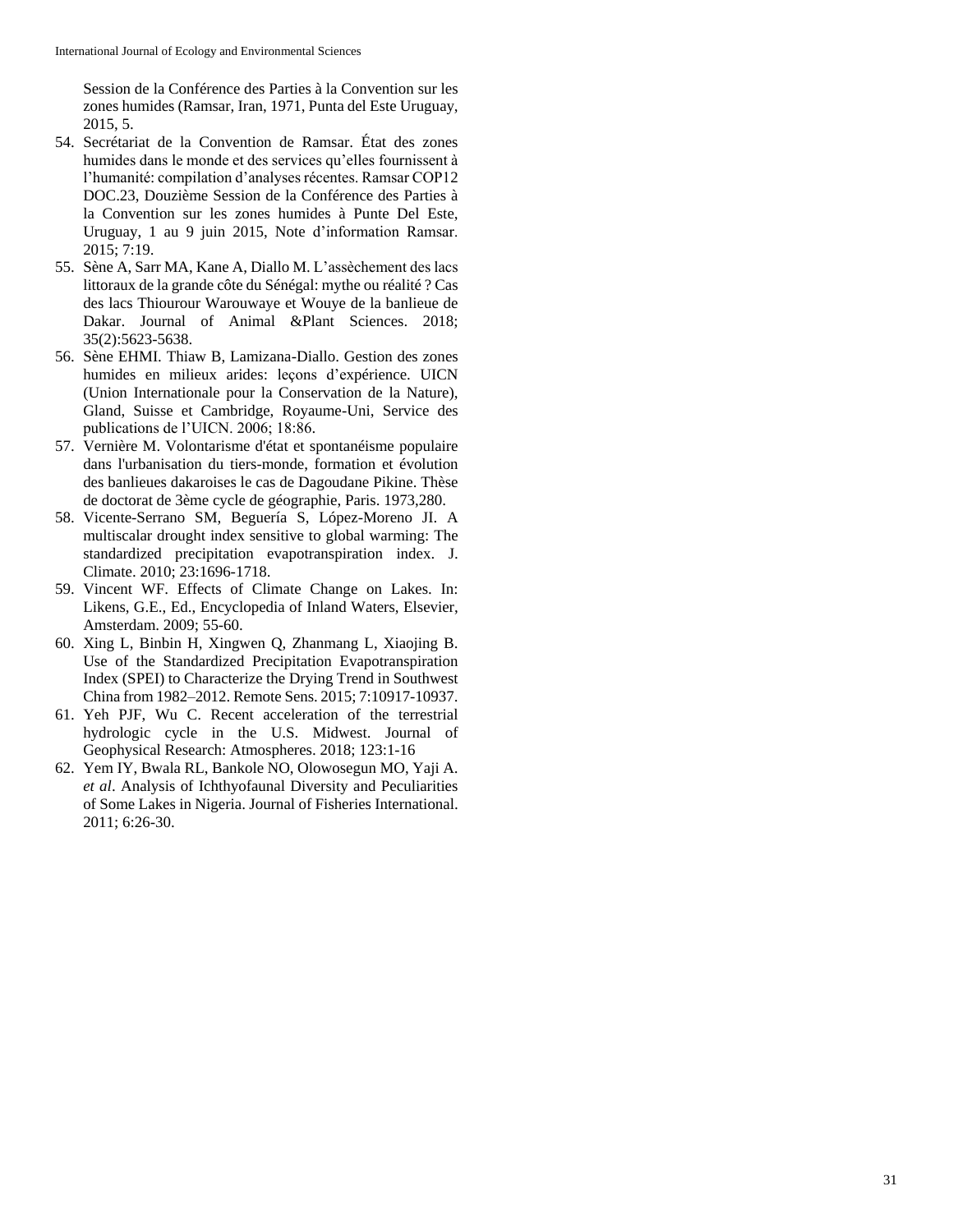Session de la Conférence des Parties à la Convention sur les zones humides (Ramsar, Iran, 1971, Punta del Este Uruguay, 2015, 5.

54. Secrétariat de la Convention de Ramsar. État des zones humides dans le monde et des services qu'elles fournissent à l'humanité: compilation d'analyses récentes. Ramsar COP12 DOC.23, Douzième Session de la Conférence des Parties à la Convention sur les zones humides à Punte Del Este, Uruguay, 1 au 9 juin 2015, Note d'information Ramsar. 2015; 7:19.
55. Sène A, Sarr MA, Kane A, Diallo M. L'assèchement des lacs littoraux de la grande côte du Sénégal: mythe ou réalité ? Cas des lacs Thiourour Warouwaye et Wouye de la banlieue de Dakar. Journal of Animal &Plant Sciences. 2018; 35(2):5623-5638.
56. Sène EHMI. Thiaw B, Lamizana-Diallo. Gestion des zones humides en milieux arides: leçons d'expérience. UICN (Union Internationale pour la Conservation de la Nature), Gland, Suisse et Cambridge, Royaume-Uni, Service des publications de l'UICN. 2006; 18:86.
57. Vernière M. Volontarisme d'état et spontanéisme populaire dans l'urbanisation du tiers-monde, formation et évolution des banlieues dakaroises le cas de Dagoudane Pikine. Thèse de doctorat de 3ème cycle de géographie, Paris. 1973,280.
58. Vicente-Serrano SM, Beguería S, López-Moreno JI. A multiscalar drought index sensitive to global warming: The standardized precipitation evapotranspiration index. J. Climate. 2010; 23:1696-1718.
59. Vincent WF. Effects of Climate Change on Lakes. In: Likens, G.E., Ed., Encyclopedia of Inland Waters, Elsevier, Amsterdam. 2009; 55-60.
60. Xing L, Binbin H, Xingwen Q, Zhanmang L, Xiaojing B. Use of the Standardized Precipitation Evapotranspiration Index (SPEI) to Characterize the Drying Trend in Southwest China from 1982–2012. Remote Sens. 2015; 7:10917-10937.
61. Yeh PJF, Wu C. Recent acceleration of the terrestrial hydrologic cycle in the U.S. Midwest. Journal of Geophysical Research: Atmospheres. 2018; 123:1-16
62. Yem IY, Bwala RL, Bankole NO, Olowosegun MO, Yaji A. *et al*. Analysis of Ichthyofaunal Diversity and Peculiarities of Some Lakes in Nigeria. Journal of Fisheries International. 2011; 6:26-30.